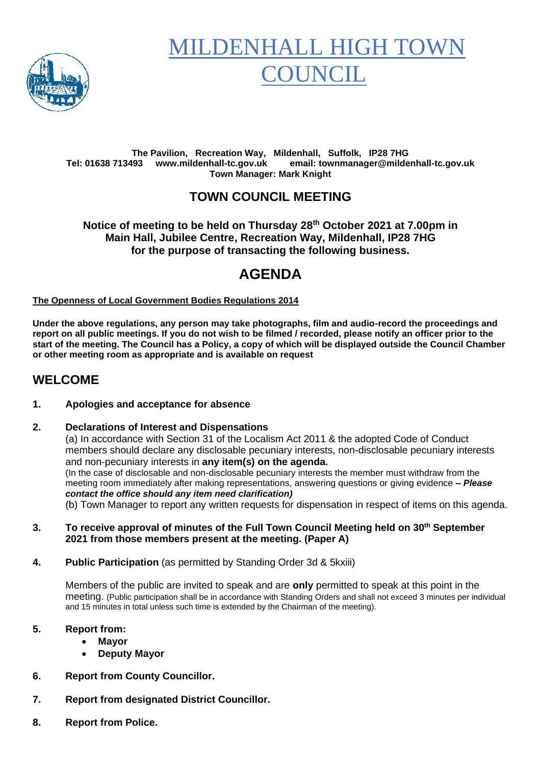# MILDENHALL HIGH TOWN COUNCIL

**The Pavilion, Recreation Way, Mildenhall, Suffolk, IP28 7HG**
**Tel: 01638 713493 www.mildenhall-tc.gov.uk email: townmanager@mildenhall-tc.gov.uk**
**Town Manager: Mark Knight**

## TOWN COUNCIL MEETING

**Notice of meeting to be held on Thursday 28th October 2021 at 7.00pm in Main Hall, Jubilee Centre, Recreation Way, Mildenhall, IP28 7HG for the purpose of transacting the following business.**

# AGENDA

**The Openness of Local Government Bodies Regulations 2014**

**Under the above regulations, any person may take photographs, film and audio-record the proceedings and report on all public meetings. If you do not wish to be filmed / recorded, please notify an officer prior to the start of the meeting. The Council has a Policy, a copy of which will be displayed outside the Council Chamber or other meeting room as appropriate and is available on request**

## WELCOME

1. **Apologies and acceptance for absence**

2. **Declarations of Interest and Dispensations**

   (a) In accordance with Section 31 of the Localism Act 2011 & the adopted Code of Conduct members should declare any disclosable pecuniary interests, non-disclosable pecuniary interests and non-pecuniary interests in **any item(s) on the agenda.**

   (In the case of disclosable and non-disclosable pecuniary interests the member must withdraw from the meeting room immediately after making representations, answering questions or giving evidence ***– Please contact the office should any item need clarification)***

   (b) Town Manager to report any written requests for dispensation in respect of items on this agenda.

3. **To receive approval of minutes of the Full Town Council Meeting held on 30th September 2021 from those members present at the meeting. (Paper A)**

4. **Public Participation** (as permitted by Standing Order 3d & 5kxiii)

   Members of the public are invited to speak and are **only** permitted to speak at this point in the meeting. (Public participation shall be in accordance with Standing Orders and shall not exceed 3 minutes per individual and 15 minutes in total unless such time is extended by the Chairman of the meeting).

5. **Report from:**
   - **Mayor**
   - **Deputy Mayor**

6. **Report from County Councillor.**

7. **Report from designated District Councillor.**

8. **Report from Police.**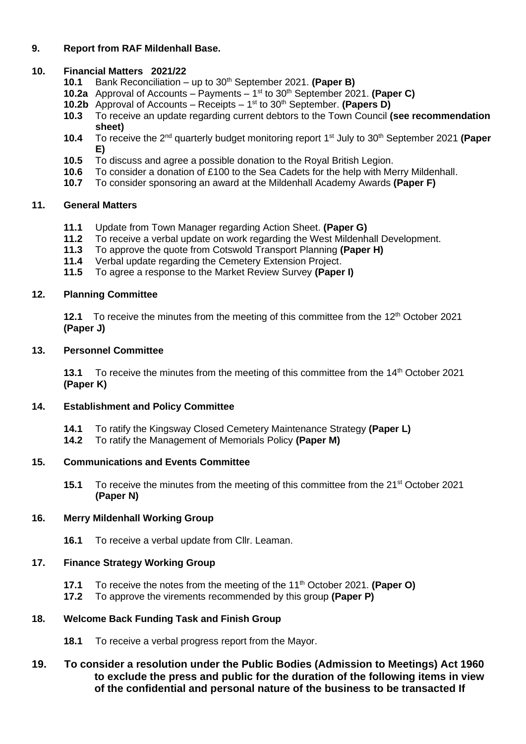**9. Report from RAF Mildenhall Base.**

**10. Financial Matters 2021/22**

- **10.1** Bank Reconciliation – up to 30th September 2021. **(Paper B)**
- **10.2a** Approval of Accounts – Payments – 1st to 30th September 2021. **(Paper C)**
- **10.2b** Approval of Accounts – Receipts – 1st to 30th September. **(Papers D)**
- **10.3** To receive an update regarding current debtors to the Town Council **(see recommendation sheet)**
- **10.4** To receive the 2nd quarterly budget monitoring report 1st July to 30th September 2021 **(Paper E)**
- **10.5** To discuss and agree a possible donation to the Royal British Legion.
- **10.6** To consider a donation of £100 to the Sea Cadets for the help with Merry Mildenhall.
- **10.7** To consider sponsoring an award at the Mildenhall Academy Awards **(Paper F)**

**11. General Matters**

- **11.1** Update from Town Manager regarding Action Sheet. **(Paper G)**
- **11.2** To receive a verbal update on work regarding the West Mildenhall Development.
- **11.3** To approve the quote from Cotswold Transport Planning **(Paper H)**
- **11.4** Verbal update regarding the Cemetery Extension Project.
- **11.5** To agree a response to the Market Review Survey **(Paper I)**

**12. Planning Committee**

**12.1** To receive the minutes from the meeting of this committee from the 12th October 2021 **(Paper J)**

**13. Personnel Committee**

**13.1** To receive the minutes from the meeting of this committee from the 14th October 2021 **(Paper K)**

**14. Establishment and Policy Committee**

- **14.1** To ratify the Kingsway Closed Cemetery Maintenance Strategy **(Paper L)**
- **14.2** To ratify the Management of Memorials Policy **(Paper M)**

**15. Communications and Events Committee**

**15.1** To receive the minutes from the meeting of this committee from the 21st October 2021 **(Paper N)**

**16. Merry Mildenhall Working Group**

**16.1** To receive a verbal update from Cllr. Leaman.

**17. Finance Strategy Working Group**

- **17.1** To receive the notes from the meeting of the 11th October 2021. **(Paper O)**
- **17.2** To approve the virements recommended by this group **(Paper P)**

**18. Welcome Back Funding Task and Finish Group**

**18.1** To receive a verbal progress report from the Mayor.

**19. To consider a resolution under the Public Bodies (Admission to Meetings) Act 1960 to exclude the press and public for the duration of the following items in view of the confidential and personal nature of the business to be transacted If**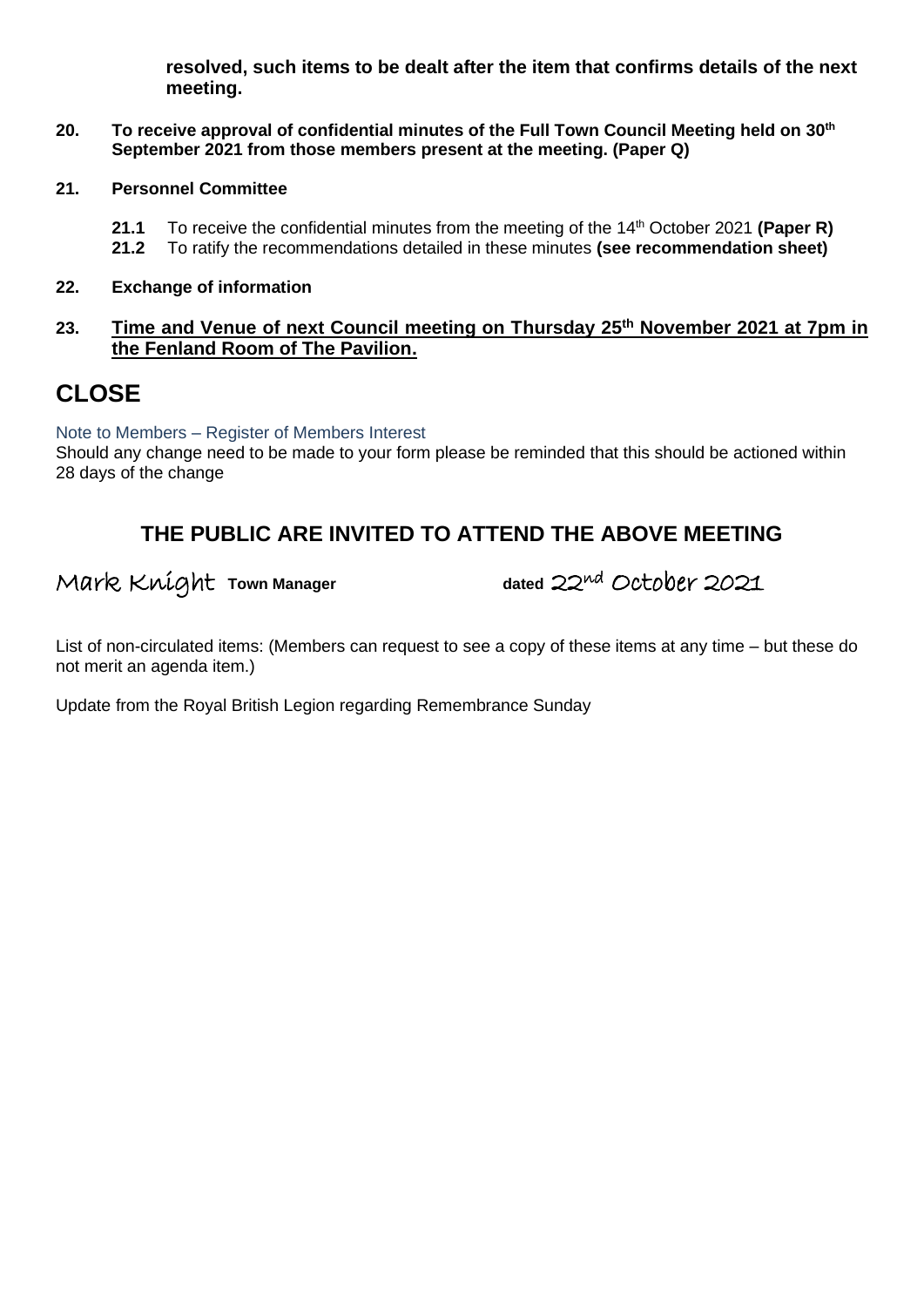**resolved, such items to be dealt after the item that confirms details of the next meeting.**

**20. To receive approval of confidential minutes of the Full Town Council Meeting held on 30th September 2021 from those members present at the meeting. (Paper Q)**

**21. Personnel Committee**

- **21.1** To receive the confidential minutes from the meeting of the 14th October 2021 **(Paper R)**
- **21.2** To ratify the recommendations detailed in these minutes **(see recommendation sheet)**

**22. Exchange of information**

**23. <u>Time and Venue of next Council meeting on Thursday 25th November 2021 at 7pm in the Fenland Room of The Pavilion.</u>**

# CLOSE

Note to Members – Register of Members Interest

Should any change need to be made to your form please be reminded that this should be actioned within 28 days of the change

## THE PUBLIC ARE INVITED TO ATTEND THE ABOVE MEETING

Mark Knight **Town Manager** **dated** 22nd October 2021

List of non-circulated items: (Members can request to see a copy of these items at any time – but these do not merit an agenda item.)

Update from the Royal British Legion regarding Remembrance Sunday